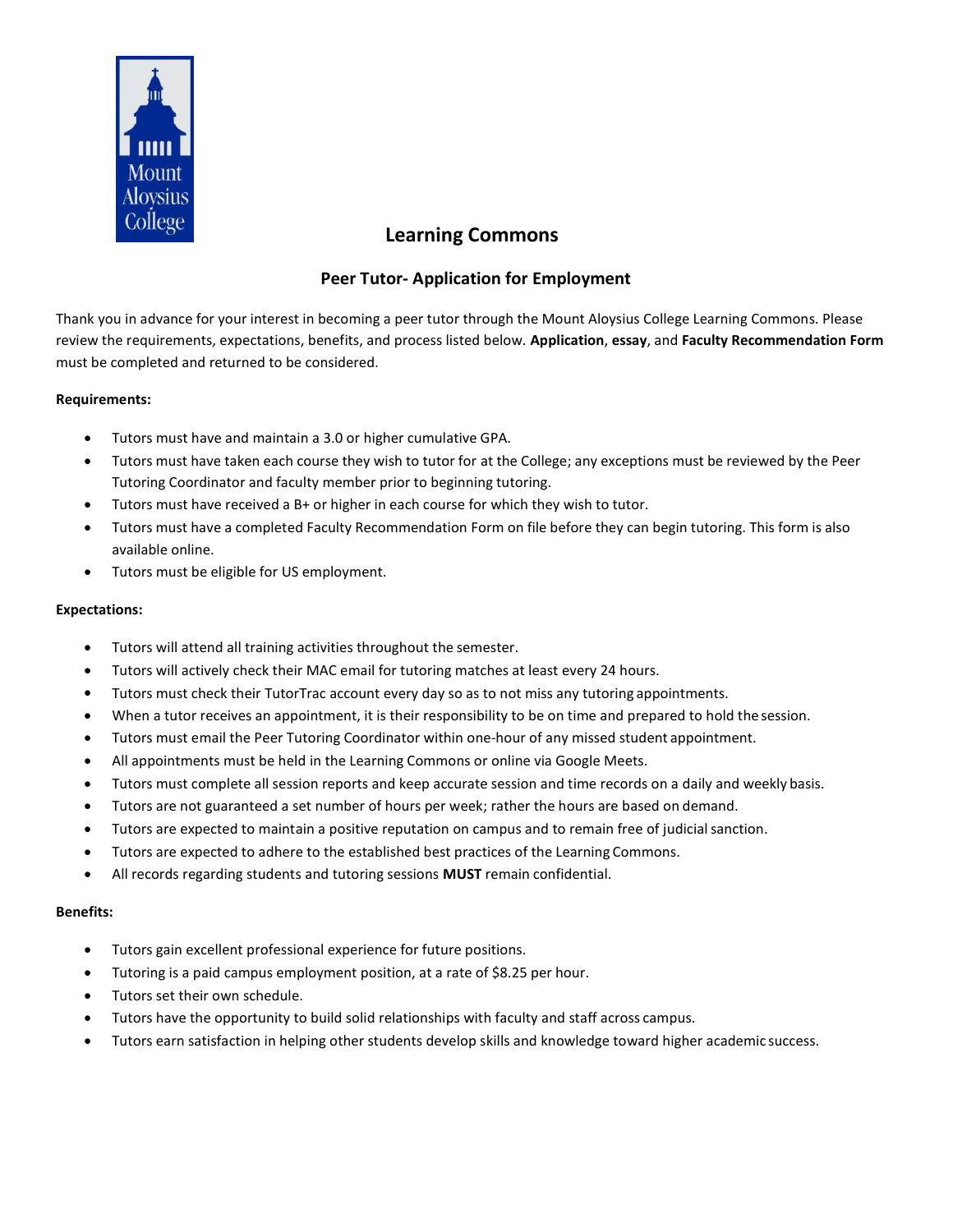# Learning Commons

## Peer Tutor- Application for Employment

Thank you in advance for your interest in becoming a peer tutor through the Mount Aloysius College Learning Commons. Please review the requirements, expectations, benefits, and process listed below. **Application**, **essay**, and **Faculty Recommendation Form** must be completed and returned to be considered.

**Requirements:**

- Tutors must have and maintain a 3.0 or higher cumulative GPA.
- Tutors must have taken each course they wish to tutor for at the College; any exceptions must be reviewed by the Peer Tutoring Coordinator and faculty member prior to beginning tutoring.
- Tutors must have received a B+ or higher in each course for which they wish to tutor.
- Tutors must have a completed Faculty Recommendation Form on file before they can begin tutoring. This form is also available online.
- Tutors must be eligible for US employment.

**Expectations:**

- Tutors will attend all training activities throughout the semester.
- Tutors will actively check their MAC email for tutoring matches at least every 24 hours.
- Tutors must check their TutorTrac account every day so as to not miss any tutoring appointments.
- When a tutor receives an appointment, it is their responsibility to be on time and prepared to hold the session.
- Tutors must email the Peer Tutoring Coordinator within one-hour of any missed student appointment.
- All appointments must be held in the Learning Commons or online via Google Meets.
- Tutors must complete all session reports and keep accurate session and time records on a daily and weekly basis.
- Tutors are not guaranteed a set number of hours per week; rather the hours are based on demand.
- Tutors are expected to maintain a positive reputation on campus and to remain free of judicial sanction.
- Tutors are expected to adhere to the established best practices of the Learning Commons.
- All records regarding students and tutoring sessions **MUST** remain confidential.

**Benefits:**

- Tutors gain excellent professional experience for future positions.
- Tutoring is a paid campus employment position, at a rate of $8.25 per hour.
- Tutors set their own schedule.
- Tutors have the opportunity to build solid relationships with faculty and staff across campus.
- Tutors earn satisfaction in helping other students develop skills and knowledge toward higher academic success.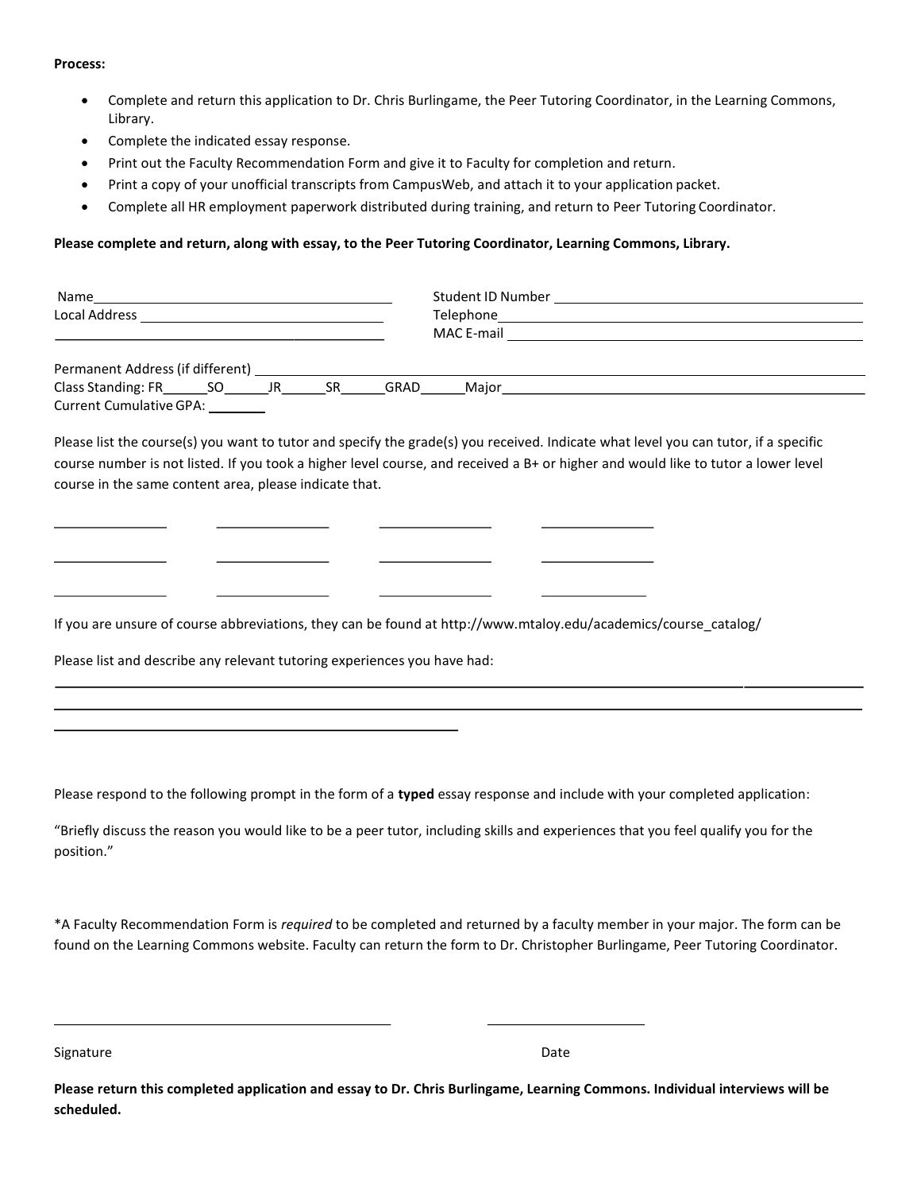**Process:**

- Complete and return this application to Dr. Chris Burlingame, the Peer Tutoring Coordinator, in the Learning Commons, Library.
- Complete the indicated essay response.
- Print out the Faculty Recommendation Form and give it to Faculty for completion and return.
- Print a copy of your unofficial transcripts from CampusWeb, and attach it to your application packet.
- Complete all HR employment paperwork distributed during training, and return to Peer Tutoring Coordinator.

**Please complete and return, along with essay, to the Peer Tutoring Coordinator, Learning Commons, Library.**

Name\_\_\_\_\_\_\_\_\_\_\_\_\_\_\_\_\_\_\_\_\_\_\_\_\_\_\_\_\_\_\_\_\_\_\_\_\_\_\_\_ Student ID Number \_\_\_\_\_\_\_\_\_\_\_\_\_\_\_\_\_\_\_\_\_\_\_\_\_\_\_\_\_\_\_\_\_\_\_\_\_\_\_\_

Local Address \_\_\_\_\_\_\_\_\_\_\_\_\_\_\_\_\_\_\_\_\_\_\_\_\_\_\_\_\_\_\_\_\_\_\_\_ Telephone\_\_\_\_\_\_\_\_\_\_\_\_\_\_\_\_\_\_\_\_\_\_\_\_\_\_\_\_\_\_\_\_\_\_\_\_\_\_\_\_\_\_\_\_\_\_

\_\_\_\_\_\_\_\_\_\_\_\_\_\_\_\_\_\_\_\_\_\_\_\_\_\_\_\_\_\_\_\_\_\_\_\_\_\_\_\_\_\_\_\_\_\_ MAC E-mail \_\_\_\_\_\_\_\_\_\_\_\_\_\_\_\_\_\_\_\_\_\_\_\_\_\_\_\_\_\_\_\_\_\_\_\_\_\_\_\_\_\_\_\_

Permanent Address (if different) \_\_\_\_\_\_\_\_\_\_\_\_\_\_\_\_\_\_\_\_\_\_\_\_\_\_\_\_\_\_\_\_\_\_\_\_\_\_\_\_\_\_\_\_\_\_\_\_\_\_\_\_\_\_\_\_\_\_\_\_\_\_\_\_\_\_\_\_\_\_\_\_

Class Standing: FR\_\_\_\_\_\_SO\_\_\_\_\_\_JR\_\_\_\_\_\_SR\_\_\_\_\_\_GRAD\_\_\_\_\_\_Major\_\_\_\_\_\_\_\_\_\_\_\_\_\_\_\_\_\_\_\_\_\_\_\_\_\_\_\_\_\_\_\_\_\_\_\_\_\_\_\_\_\_\_\_\_\_

Current Cumulative GPA: \_\_\_\_\_\_\_\_

Please list the course(s) you want to tutor and specify the grade(s) you received. Indicate what level you can tutor, if a specific course number is not listed. If you took a higher level course, and received a B+ or higher and would like to tutor a lower level course in the same content area, please indicate that.

\_\_\_\_\_\_\_\_\_\_\_\_\_\_\_ \_\_\_\_\_\_\_\_\_\_\_\_\_\_\_ \_\_\_\_\_\_\_\_\_\_\_\_\_\_\_ \_\_\_\_\_\_\_\_\_\_\_\_\_\_\_

\_\_\_\_\_\_\_\_\_\_\_\_\_\_\_ \_\_\_\_\_\_\_\_\_\_\_\_\_\_\_ \_\_\_\_\_\_\_\_\_\_\_\_\_\_\_ \_\_\_\_\_\_\_\_\_\_\_\_\_\_\_

\_\_\_\_\_\_\_\_\_\_\_\_\_\_\_ \_\_\_\_\_\_\_\_\_\_\_\_\_\_\_ \_\_\_\_\_\_\_\_\_\_\_\_\_\_\_ \_\_\_\_\_\_\_\_\_\_\_\_\_\_\_

If you are unsure of course abbreviations, they can be found at http://www.mtaloy.edu/academics/course_catalog/

Please list and describe any relevant tutoring experiences you have had:

\_\_\_\_\_\_\_\_\_\_\_\_\_\_\_\_\_\_\_\_\_\_\_\_\_\_\_\_\_\_\_\_\_\_\_\_\_\_\_\_\_\_\_\_\_\_\_\_\_\_\_\_\_\_\_\_\_\_\_\_\_\_\_\_\_\_\_\_\_\_\_\_\_\_\_\_\_\_\_\_\_\_\_\_\_\_\_\_\_\_\_\_\_\_\_\_\_\_

\_\_\_\_\_\_\_\_\_\_\_\_\_\_\_\_\_\_\_\_\_\_\_\_\_\_\_\_\_\_\_\_\_\_\_\_\_\_\_\_\_\_\_\_\_\_\_\_\_\_\_\_\_\_\_\_\_\_\_\_\_\_\_\_\_\_\_\_\_\_\_\_\_\_\_\_\_\_\_\_\_\_\_\_\_\_\_\_\_\_\_\_\_\_\_\_\_\_

\_\_\_\_\_\_\_\_\_\_\_\_\_\_\_\_\_\_\_\_\_\_\_\_\_\_\_\_\_\_\_\_\_\_\_\_\_\_\_\_\_\_\_\_\_\_\_\_

Please respond to the following prompt in the form of a **typed** essay response and include with your completed application:

"Briefly discuss the reason you would like to be a peer tutor, including skills and experiences that you feel qualify you for the position."

*A Faculty Recommendation Form is *required* to be completed and returned by a faculty member in your major. The form can be found on the Learning Commons website. Faculty can return the form to Dr. Christopher Burlingame, Peer Tutoring Coordinator.

\_\_\_\_\_\_\_\_\_\_\_\_\_\_\_\_\_\_\_\_\_\_\_\_\_\_\_\_\_\_\_\_\_\_\_\_\_\_\_\_\_\_ \_\_\_\_\_\_\_\_\_\_\_\_\_\_\_\_\_\_\_\_

Signature Date

**Please return this completed application and essay to Dr. Chris Burlingame, Learning Commons. Individual interviews will be scheduled.**